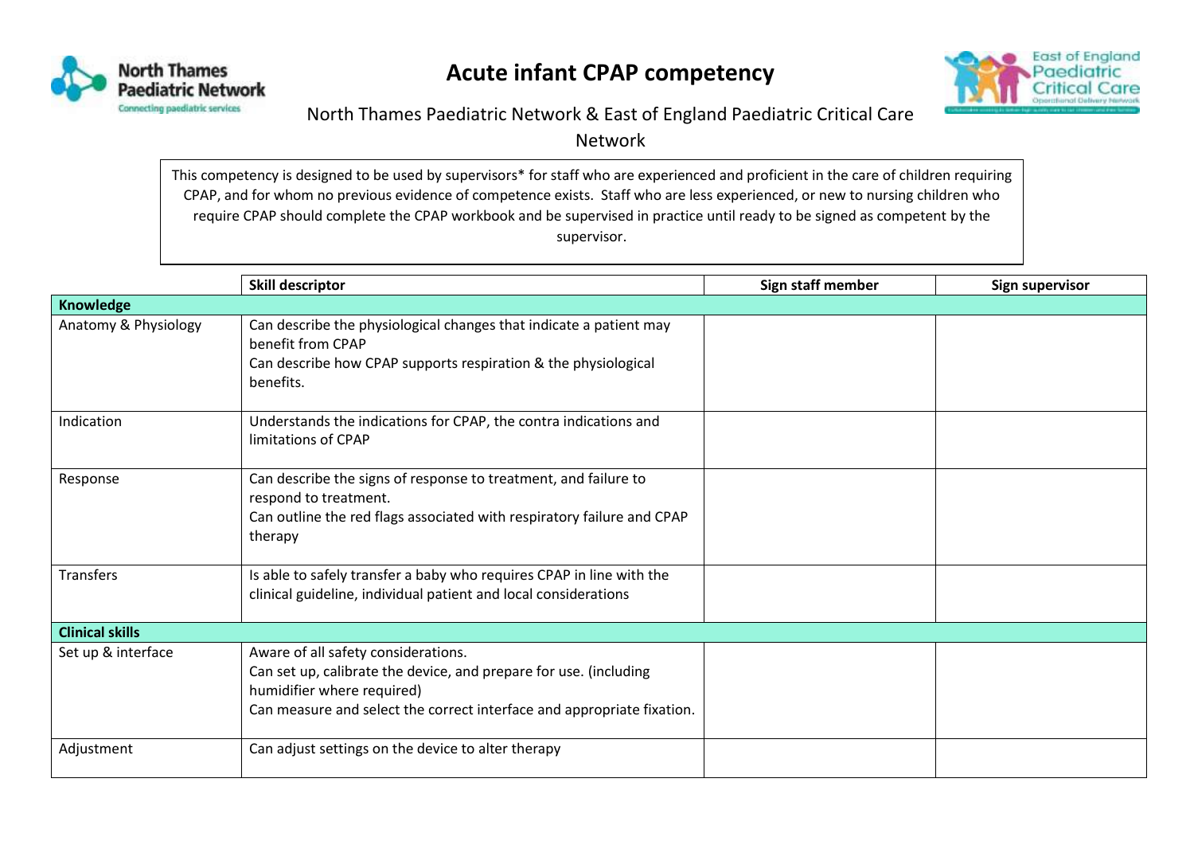# Acute infant CPAP competency

North Thames Paediatric Network & East of England Paediatric Critical Care Network

This competency is designed to be used by supervisors* for staff who are experienced and proficient in the care of children requiring CPAP, and for whom no previous evidence of competence exists. Staff who are less experienced, or new to nursing children who require CPAP should complete the CPAP workbook and be supervised in practice until ready to be signed as competent by the supervisor.

| | Skill descriptor | Sign staff member | Sign supervisor |
|---|---|---|---|
| **Knowledge** | | | |
| Anatomy & Physiology | Can describe the physiological changes that indicate a patient may benefit from CPAP<br>Can describe how CPAP supports respiration & the physiological benefits. | | |
| Indication | Understands the indications for CPAP, the contra indications and limitations of CPAP | | |
| Response | Can describe the signs of response to treatment, and failure to respond to treatment.<br>Can outline the red flags associated with respiratory failure and CPAP therapy | | |
| Transfers | Is able to safely transfer a baby who requires CPAP in line with the clinical guideline, individual patient and local considerations | | |
| **Clinical skills** | | | |
| Set up & interface | Aware of all safety considerations.<br>Can set up, calibrate the device, and prepare for use. (including humidifier where required)<br>Can measure and select the correct interface and appropriate fixation. | | |
| Adjustment | Can adjust settings on the device to alter therapy | | |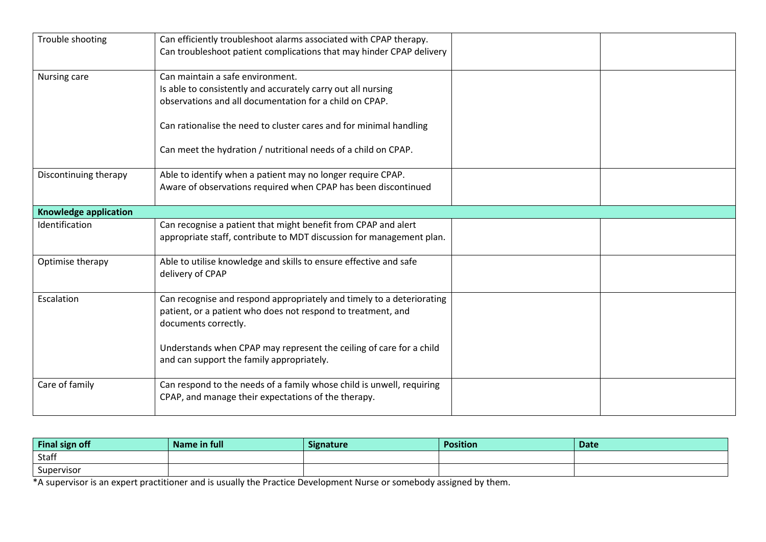| | | | |
|---|---|---|---|
| Trouble shooting | Can efficiently troubleshoot alarms associated with CPAP therapy.<br>Can troubleshoot patient complications that may hinder CPAP delivery | | |
| Nursing care | Can maintain a safe environment.<br>Is able to consistently and accurately carry out all nursing observations and all documentation for a child on CPAP.<br><br>Can rationalise the need to cluster cares and for minimal handling<br><br>Can meet the hydration / nutritional needs of a child on CPAP. | | |
| Discontinuing therapy | Able to identify when a patient may no longer require CPAP.<br>Aware of observations required when CPAP has been discontinued | | |
| **Knowledge application** | | | |
| Identification | Can recognise a patient that might benefit from CPAP and alert appropriate staff, contribute to MDT discussion for management plan. | | |
| Optimise therapy | Able to utilise knowledge and skills to ensure effective and safe delivery of CPAP | | |
| Escalation | Can recognise and respond appropriately and timely to a deteriorating patient, or a patient who does not respond to treatment, and documents correctly.<br><br>Understands when CPAP may represent the ceiling of care for a child and can support the family appropriately. | | |
| Care of family | Can respond to the needs of a family whose child is unwell, requiring CPAP, and manage their expectations of the therapy. | | |

| **Final sign off** | **Name in full** | **Signature** | **Position** | **Date** |
|---|---|---|---|---|
| Staff | | | | |
| Supervisor | | | | |

*A supervisor is an expert practitioner and is usually the Practice Development Nurse or somebody assigned by them.